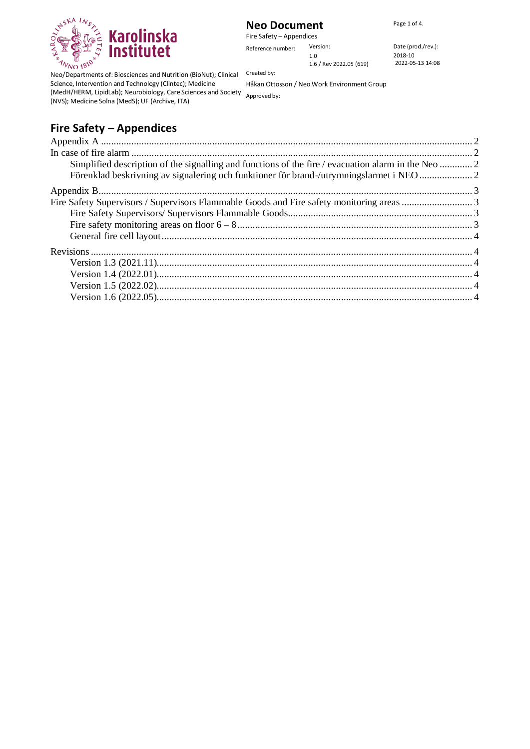**Neo Document**

Fire Safety – Appendices

| Reference number: | Version: | Date (prod./rev.): |
| --- | --- | --- |
| | 1.0 | 2018-10 |
| | 1.6 / Rev 2022.05 (619) | 2022-05-13 14:08 |

Neo/Departments of: Biosciences and Nutrition (BioNut); Clinical Science, Intervention and Technology (Clintec); Medicine (MedH/HERM, LipidLab); Neurobiology, Care Sciences and Society (NVS); Medicine Solna (MedS); UF (Archive, ITA)

Created by:

Håkan Ottosson / Neo Work Environment Group

Approved by:

# Fire Safety – Appendices

Appendix A ..... 2

In case of fire alarm ..... 2

- Simplified description of the signalling and functions of the fire / evacuation alarm in the Neo ..... 2
- Förenklad beskrivning av signalering och funktioner för brand-/utrymningslarmet i NEO ..... 2

Appendix B ..... 3

Fire Safety Supervisors / Supervisors Flammable Goods and Fire safety monitoring areas ..... 3

- Fire Safety Supervisors/ Supervisors Flammable Goods ..... 3
- Fire safety monitoring areas on floor 6 – 8 ..... 3
- General fire cell layout ..... 4

Revisions ..... 4

- Version 1.3 (2021.11) ..... 4
- Version 1.4 (2022.01) ..... 4
- Version 1.5 (2022.02) ..... 4
- Version 1.6 (2022.05) ..... 4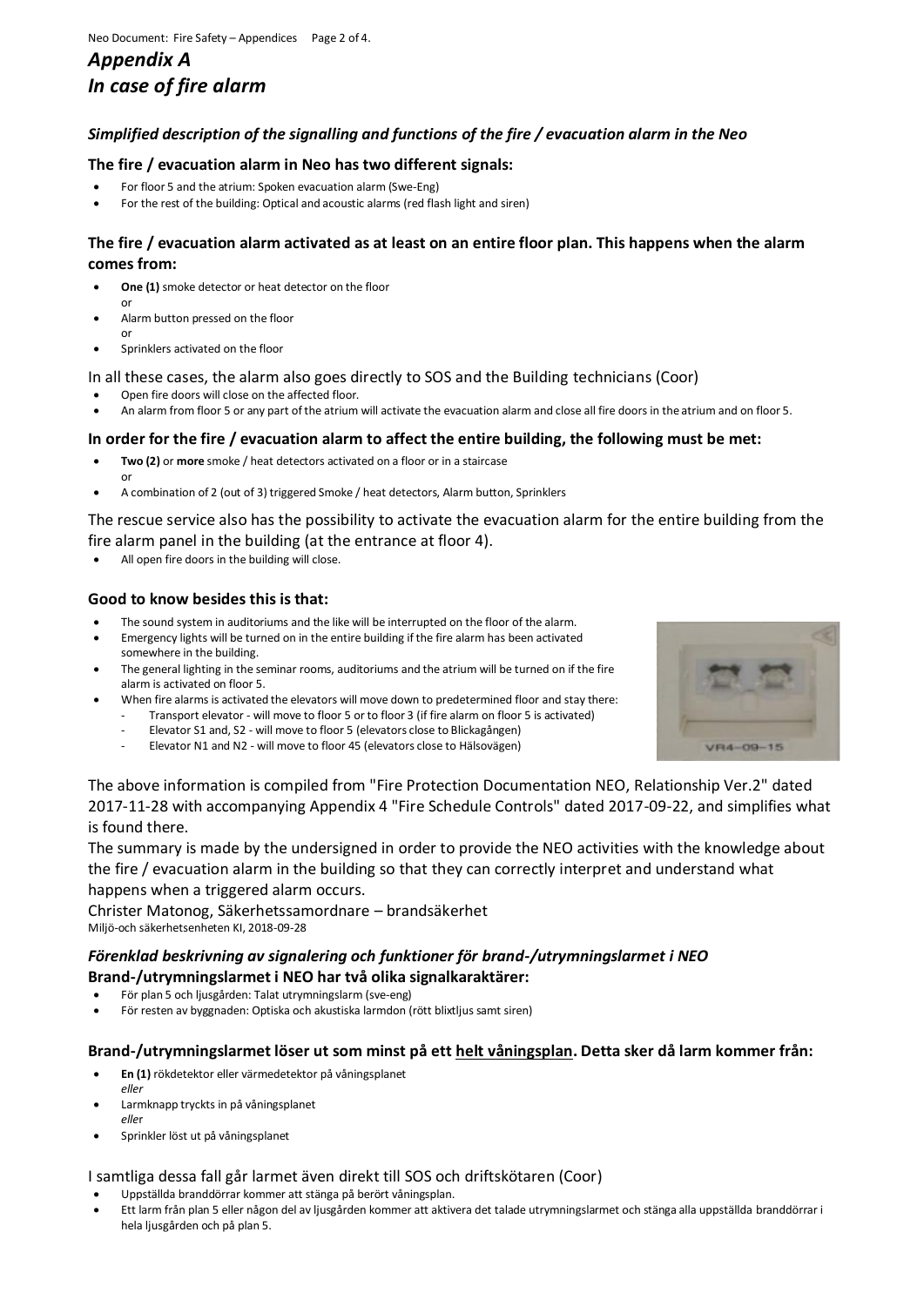# *Appendix A*
# *In case of fire alarm*

### *Simplified description of the signalling and functions of the fire / evacuation alarm in the Neo*

### The fire / evacuation alarm in Neo has two different signals:

- For floor 5 and the atrium: Spoken evacuation alarm (Swe-Eng)
- For the rest of the building: Optical and acoustic alarms (red flash light and siren)

### The fire / evacuation alarm activated as at least on an entire floor plan. This happens when the alarm comes from:

- **One (1)** smoke detector or heat detector on the floor
  or
- Alarm button pressed on the floor
  or
- Sprinklers activated on the floor

In all these cases, the alarm also goes directly to SOS and the Building technicians (Coor)

- Open fire doors will close on the affected floor.
- An alarm from floor 5 or any part of the atrium will activate the evacuation alarm and close all fire doors in the atrium and on floor 5.

### In order for the fire / evacuation alarm to affect the entire building, the following must be met:

- **Two (2)** or **more** smoke / heat detectors activated on a floor or in a staircase
  or
- A combination of 2 (out of 3) triggered Smoke / heat detectors, Alarm button, Sprinklers

The rescue service also has the possibility to activate the evacuation alarm for the entire building from the fire alarm panel in the building (at the entrance at floor 4).

- All open fire doors in the building will close.

### Good to know besides this is that:

- The sound system in auditoriums and the like will be interrupted on the floor of the alarm.
- Emergency lights will be turned on in the entire building if the fire alarm has been activated somewhere in the building.
- The general lighting in the seminar rooms, auditoriums and the atrium will be turned on if the fire alarm is activated on floor 5.
- When fire alarms is activated the elevators will move down to predetermined floor and stay there:
  - Transport elevator - will move to floor 5 or to floor 3 (if fire alarm on floor 5 is activated)
  - Elevator S1 and, S2 - will move to floor 5 (elevators close to Blickagången)
  - Elevator N1 and N2 - will move to floor 45 (elevators close to Hälsovägen)

The above information is compiled from "Fire Protection Documentation NEO, Relationship Ver.2" dated 2017-11-28 with accompanying Appendix 4 "Fire Schedule Controls" dated 2017-09-22, and simplifies what is found there.

The summary is made by the undersigned in order to provide the NEO activities with the knowledge about the fire / evacuation alarm in the building so that they can correctly interpret and understand what happens when a triggered alarm occurs.

Christer Matonog, Säkerhetssamordnare – brandsäkerhet
Miljö-och säkerhetsenheten KI, 2018-09-28

### *Förenklad beskrivning av signalering och funktioner för brand-/utrymningslarmet i NEO*

### Brand-/utrymningslarmet i NEO har två olika signalkaraktärer:

- För plan 5 och ljusgården: Talat utrymningslarm (sve-eng)
- För resten av byggnaden: Optiska och akustiska larmdon (rött blixtljus samt siren)

### Brand-/utrymningslarmet löser ut som minst på ett <u>helt våningsplan</u>. Detta sker då larm kommer från:

- **En (1)** rökdetektor eller värmedetektor på våningsplanet
  *eller*
- Larmknapp tryckts in på våningsplanet
  *eller*
- Sprinkler löst ut på våningsplanet

I samtliga dessa fall går larmet även direkt till SOS och driftskötaren (Coor)

- Uppställda branddörrar kommer att stänga på berört våningsplan.
- Ett larm från plan 5 eller någon del av ljusgården kommer att aktivera det talade utrymningslarmet och stänga alla uppställda branddörrar i hela ljusgården och på plan 5.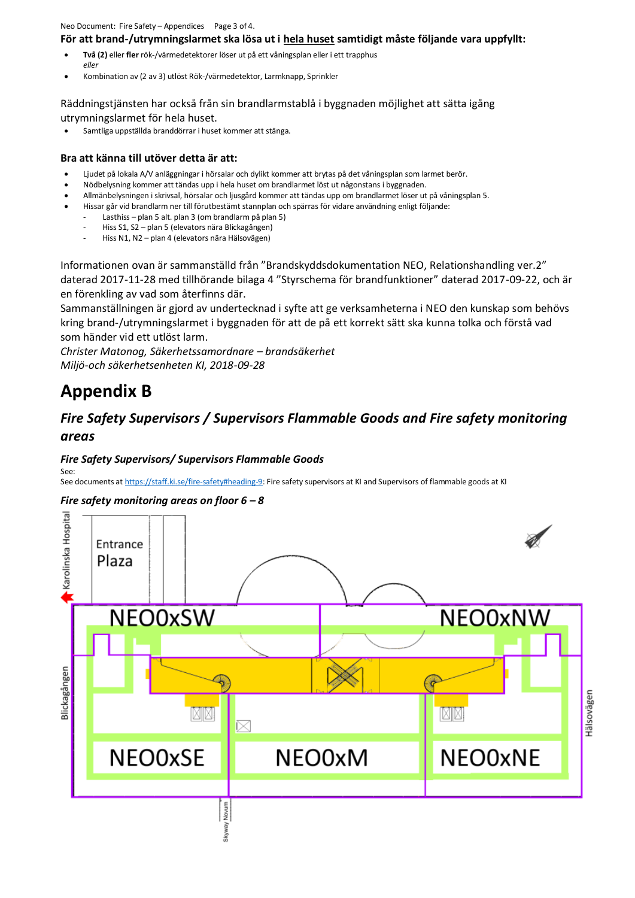**För att brand-/utrymningslarmet ska lösa ut i hela huset samtidigt måste följande vara uppfyllt:**

- **Två (2)** eller **fler** rök-/värmedetektorer löser ut på ett våningsplan eller i ett trapphus
  *eller*
- Kombination av (2 av 3) utlöst Rök-/värmedetektor, Larmknapp, Sprinkler

Räddningstjänsten har också från sin brandlarmstablå i byggnaden möjlighet att sätta igång utrymningslarmet för hela huset.

- Samtliga uppställda branddörrar i huset kommer att stänga.

### Bra att känna till utöver detta är att:

- Ljudet på lokala A/V anläggningar i hörsalar och dylikt kommer att brytas på det våningsplan som larmet berör.
- Nödbelysning kommer att tändas upp i hela huset om brandlarmet löst ut någonstans i byggnaden.
- Allmänbelysningen i skrivsal, hörsalar och ljusgård kommer att tändas upp om brandlarmet löser ut på våningsplan 5.
- Hissar går vid brandlarm ner till förutbestämt stannplan och spärras för vidare användning enligt följande:
  - Lasthiss – plan 5 alt. plan 3 (om brandlarm på plan 5)
  - Hiss S1, S2 – plan 5 (elevators nära Blickagången)
  - Hiss N1, N2 – plan 4 (elevators nära Hälsovägen)

Informationen ovan är sammanställd från ”Brandskyddsdokumentation NEO, Relationshandling ver.2” daterad 2017-11-28 med tillhörande bilaga 4 ”Styrschema för brandfunktioner” daterad 2017-09-22, och är en förenkling av vad som återfinns där.
Sammanställningen är gjord av undertecknad i syfte att ge verksamheterna i NEO den kunskap som behövs kring brand-/utrymningslarmet i byggnaden för att de på ett korrekt sätt ska kunna tolka och förstå vad som händer vid ett utlöst larm.
*Christer Matonog, Säkerhetssamordnare – brandsäkerhet*
*Miljö-och säkerhetsenheten KI, 2018-09-28*

# Appendix B

## *Fire Safety Supervisors / Supervisors Flammable Goods and Fire safety monitoring areas*

### *Fire Safety Supervisors/ Supervisors Flammable Goods*

See:
See documents at https://staff.ki.se/fire-safety#heading-9: Fire safety supervisors at KI and Supervisors of flammable goods at KI

### *Fire safety monitoring areas on floor 6 – 8*

Karolinska Hospital
Entrance Plaza
NEO0xSW
NEO0xNW
Blickagången
Hälsovägen
NEO0xSE
NEO0xM
NEO0xNE
Skyway Novum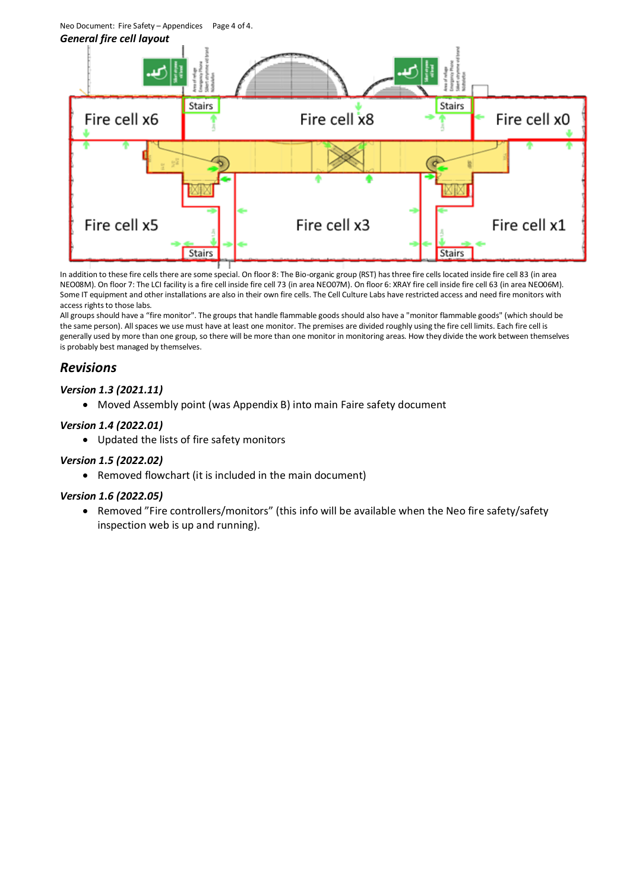*General fire cell layout*

Fire cell x6

Stairs

Fire cell x8

Stairs

Fire cell x0

Fire cell x5

Fire cell x3

Fire cell x1

Stairs

Stairs

In addition to these fire cells there are some special. On floor 8: The Bio-organic group (RST) has three fire cells located inside fire cell 83 (in area NEO08M). On floor 7: The LCI facility is a fire cell inside fire cell 73 (in area NEO07M). On floor 6: XRAY fire cell inside fire cell 63 (in area NEO06M). Some IT equipment and other installations are also in their own fire cells. The Cell Culture Labs have restricted access and need fire monitors with access rights to those labs.

All groups should have a "fire monitor". The groups that handle flammable goods should also have a "monitor flammable goods" (which should be the same person). All spaces we use must have at least one monitor. The premises are divided roughly using the fire cell limits. Each fire cell is generally used by more than one group, so there will be more than one monitor in monitoring areas. How they divide the work between themselves is probably best managed by themselves.

## Revisions

### *Version 1.3 (2021.11)*

- Moved Assembly point (was Appendix B) into main Faire safety document

### *Version 1.4 (2022.01)*

- Updated the lists of fire safety monitors

### *Version 1.5 (2022.02)*

- Removed flowchart (it is included in the main document)

### *Version 1.6 (2022.05)*

- Removed ”Fire controllers/monitors” (this info will be available when the Neo fire safety/safety inspection web is up and running).